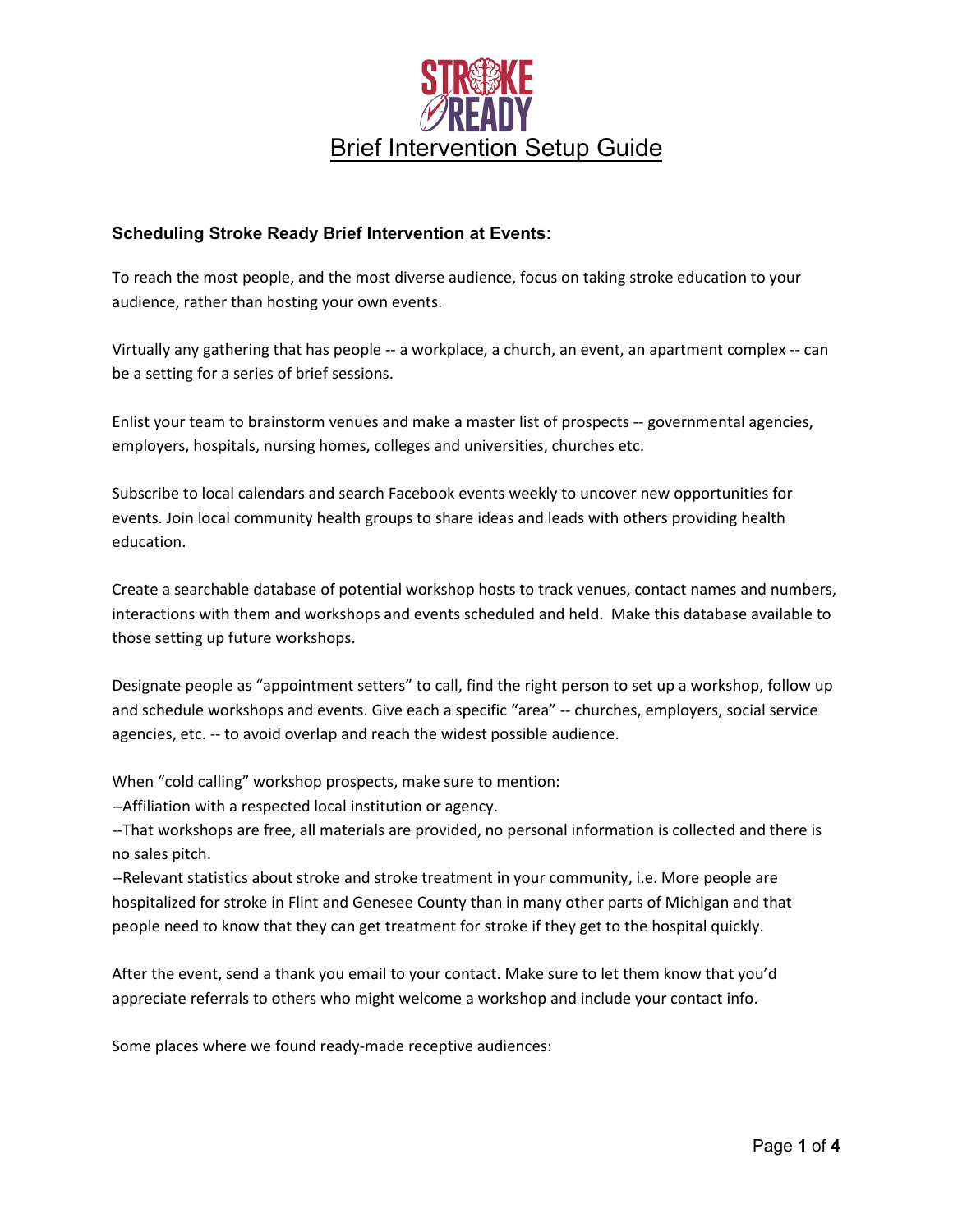# STROKE READY

# Brief Intervention Setup Guide

**Scheduling Stroke Ready Brief Intervention at Events:**

To reach the most people, and the most diverse audience, focus on taking stroke education to your audience, rather than hosting your own events.

Virtually any gathering that has people -- a workplace, a church, an event, an apartment complex -- can be a setting for a series of brief sessions.

Enlist your team to brainstorm venues and make a master list of prospects -- governmental agencies, employers, hospitals, nursing homes, colleges and universities, churches etc.

Subscribe to local calendars and search Facebook events weekly to uncover new opportunities for events. Join local community health groups to share ideas and leads with others providing health education.

Create a searchable database of potential workshop hosts to track venues, contact names and numbers, interactions with them and workshops and events scheduled and held. Make this database available to those setting up future workshops.

Designate people as "appointment setters" to call, find the right person to set up a workshop, follow up and schedule workshops and events. Give each a specific "area" -- churches, employers, social service agencies, etc. -- to avoid overlap and reach the widest possible audience.

When "cold calling" workshop prospects, make sure to mention:
--Affiliation with a respected local institution or agency.
--That workshops are free, all materials are provided, no personal information is collected and there is no sales pitch.
--Relevant statistics about stroke and stroke treatment in your community, i.e. More people are hospitalized for stroke in Flint and Genesee County than in many other parts of Michigan and that people need to know that they can get treatment for stroke if they get to the hospital quickly.

After the event, send a thank you email to your contact. Make sure to let them know that you'd appreciate referrals to others who might welcome a workshop and include your contact info.

Some places where we found ready-made receptive audiences: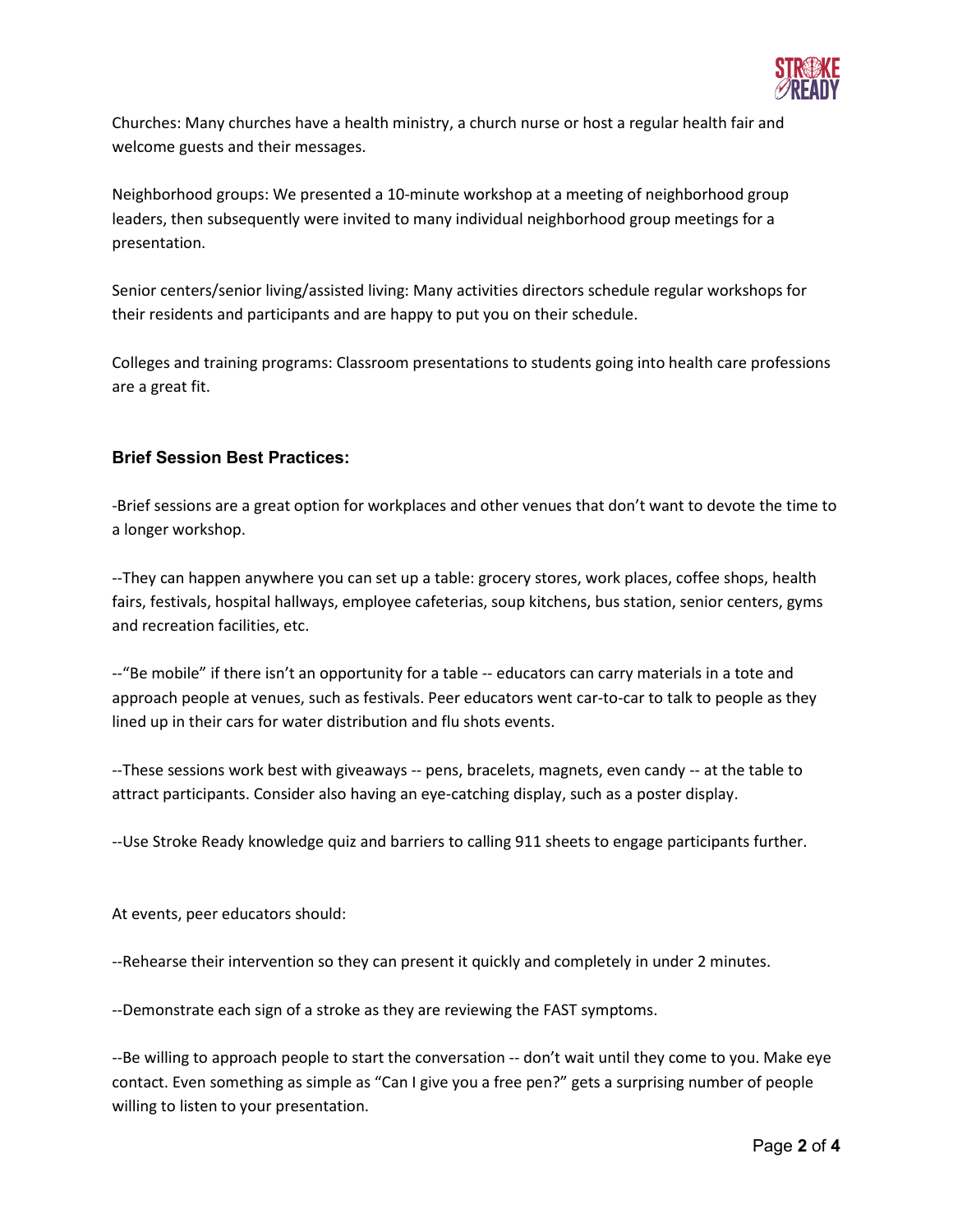Churches: Many churches have a health ministry, a church nurse or host a regular health fair and welcome guests and their messages.

Neighborhood groups: We presented a 10-minute workshop at a meeting of neighborhood group leaders, then subsequently were invited to many individual neighborhood group meetings for a presentation.

Senior centers/senior living/assisted living: Many activities directors schedule regular workshops for their residents and participants and are happy to put you on their schedule.

Colleges and training programs: Classroom presentations to students going into health care professions are a great fit.

### Brief Session Best Practices:

-Brief sessions are a great option for workplaces and other venues that don't want to devote the time to a longer workshop.

--They can happen anywhere you can set up a table: grocery stores, work places, coffee shops, health fairs, festivals, hospital hallways, employee cafeterias, soup kitchens, bus station, senior centers, gyms and recreation facilities, etc.

--"Be mobile" if there isn't an opportunity for a table -- educators can carry materials in a tote and approach people at venues, such as festivals. Peer educators went car-to-car to talk to people as they lined up in their cars for water distribution and flu shots events.

--These sessions work best with giveaways -- pens, bracelets, magnets, even candy -- at the table to attract participants. Consider also having an eye-catching display, such as a poster display.

--Use Stroke Ready knowledge quiz and barriers to calling 911 sheets to engage participants further.

At events, peer educators should:

--Rehearse their intervention so they can present it quickly and completely in under 2 minutes.

--Demonstrate each sign of a stroke as they are reviewing the FAST symptoms.

--Be willing to approach people to start the conversation -- don't wait until they come to you. Make eye contact. Even something as simple as "Can I give you a free pen?" gets a surprising number of people willing to listen to your presentation.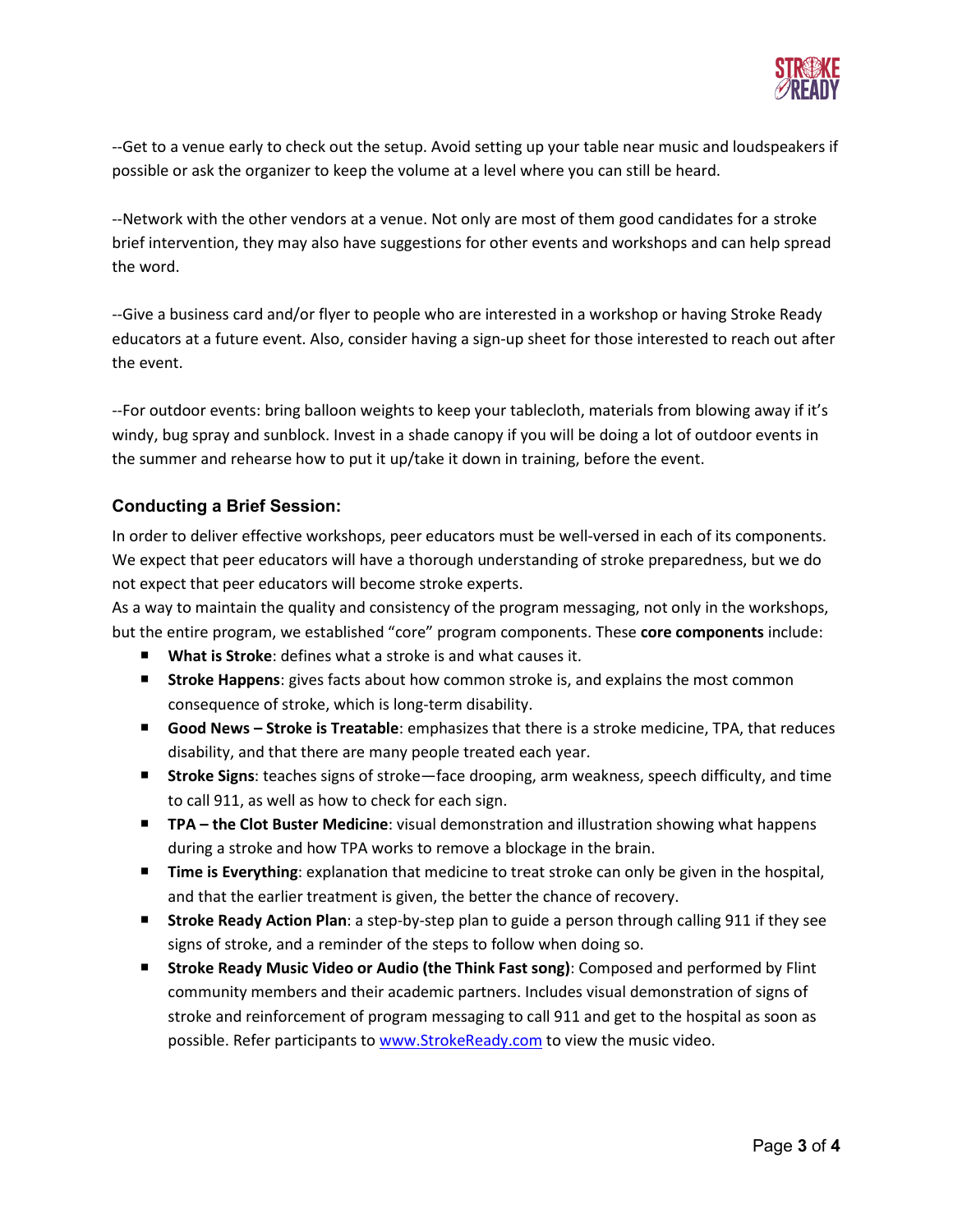--Get to a venue early to check out the setup. Avoid setting up your table near music and loudspeakers if possible or ask the organizer to keep the volume at a level where you can still be heard.

--Network with the other vendors at a venue. Not only are most of them good candidates for a stroke brief intervention, they may also have suggestions for other events and workshops and can help spread the word.

--Give a business card and/or flyer to people who are interested in a workshop or having Stroke Ready educators at a future event. Also, consider having a sign-up sheet for those interested to reach out after the event.

--For outdoor events: bring balloon weights to keep your tablecloth, materials from blowing away if it's windy, bug spray and sunblock. Invest in a shade canopy if you will be doing a lot of outdoor events in the summer and rehearse how to put it up/take it down in training, before the event.

### Conducting a Brief Session:

In order to deliver effective workshops, peer educators must be well-versed in each of its components. We expect that peer educators will have a thorough understanding of stroke preparedness, but we do not expect that peer educators will become stroke experts.

As a way to maintain the quality and consistency of the program messaging, not only in the workshops, but the entire program, we established "core" program components. These **core components** include:

- **What is Stroke**: defines what a stroke is and what causes it.
- **Stroke Happens**: gives facts about how common stroke is, and explains the most common consequence of stroke, which is long-term disability.
- **Good News – Stroke is Treatable**: emphasizes that there is a stroke medicine, TPA, that reduces disability, and that there are many people treated each year.
- **Stroke Signs**: teaches signs of stroke—face drooping, arm weakness, speech difficulty, and time to call 911, as well as how to check for each sign.
- **TPA – the Clot Buster Medicine**: visual demonstration and illustration showing what happens during a stroke and how TPA works to remove a blockage in the brain.
- **Time is Everything**: explanation that medicine to treat stroke can only be given in the hospital, and that the earlier treatment is given, the better the chance of recovery.
- **Stroke Ready Action Plan**: a step-by-step plan to guide a person through calling 911 if they see signs of stroke, and a reminder of the steps to follow when doing so.
- **Stroke Ready Music Video or Audio (the Think Fast song)**: Composed and performed by Flint community members and their academic partners. Includes visual demonstration of signs of stroke and reinforcement of program messaging to call 911 and get to the hospital as soon as possible. Refer participants to www.StrokeReady.com to view the music video.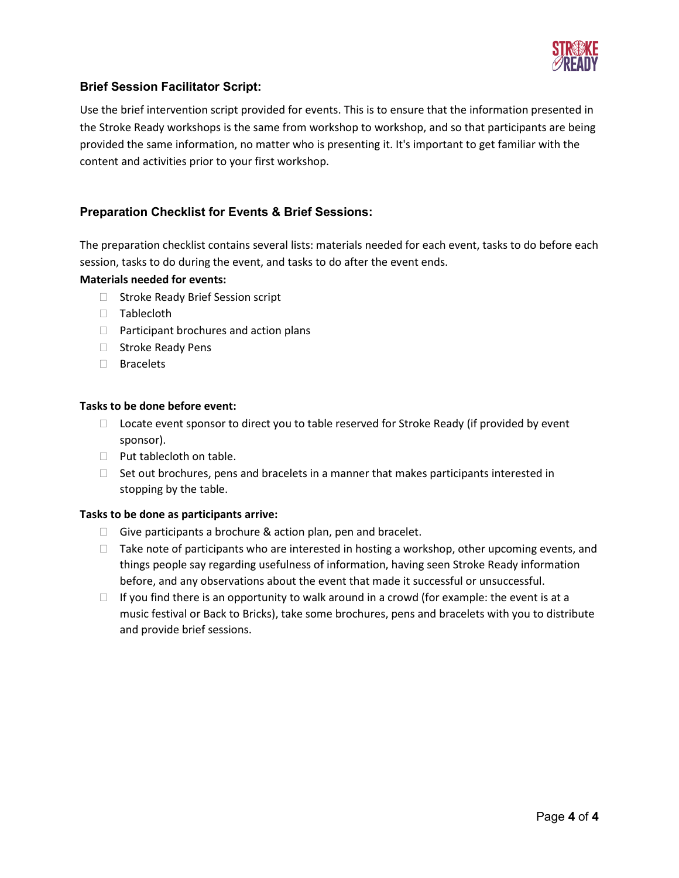### Brief Session Facilitator Script:

Use the brief intervention script provided for events. This is to ensure that the information presented in the Stroke Ready workshops is the same from workshop to workshop, and so that participants are being provided the same information, no matter who is presenting it. It's important to get familiar with the content and activities prior to your first workshop.

### Preparation Checklist for Events & Brief Sessions:

The preparation checklist contains several lists: materials needed for each event, tasks to do before each session, tasks to do during the event, and tasks to do after the event ends.

**Materials needed for events:**

- [ ] Stroke Ready Brief Session script
- [ ] Tablecloth
- [ ] Participant brochures and action plans
- [ ] Stroke Ready Pens
- [ ] Bracelets

**Tasks to be done before event:**

- [ ] Locate event sponsor to direct you to table reserved for Stroke Ready (if provided by event sponsor).
- [ ] Put tablecloth on table.
- [ ] Set out brochures, pens and bracelets in a manner that makes participants interested in stopping by the table.

**Tasks to be done as participants arrive:**

- [ ] Give participants a brochure & action plan, pen and bracelet.
- [ ] Take note of participants who are interested in hosting a workshop, other upcoming events, and things people say regarding usefulness of information, having seen Stroke Ready information before, and any observations about the event that made it successful or unsuccessful.
- [ ] If you find there is an opportunity to walk around in a crowd (for example: the event is at a music festival or Back to Bricks), take some brochures, pens and bracelets with you to distribute and provide brief sessions.